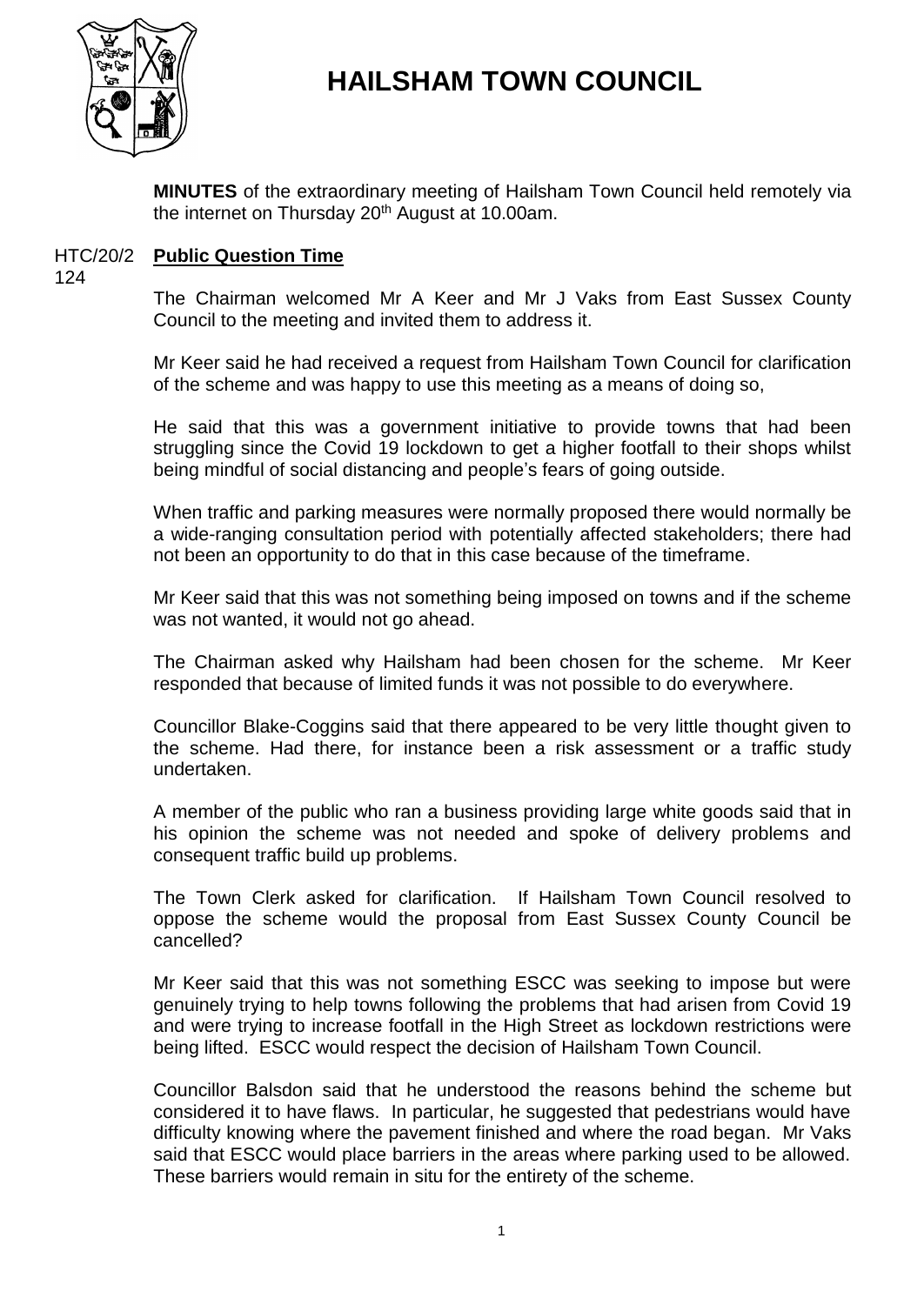# HAILSHAM TOWN COUNCIL

**MINUTES** of the extraordinary meeting of Hailsham Town Council held remotely via the internet on Thursday 20th August at 10.00am.

HTC/20/2124 **Public Question Time**

The Chairman welcomed Mr A Keer and Mr J Vaks from East Sussex County Council to the meeting and invited them to address it.

Mr Keer said he had received a request from Hailsham Town Council for clarification of the scheme and was happy to use this meeting as a means of doing so,

He said that this was a government initiative to provide towns that had been struggling since the Covid 19 lockdown to get a higher footfall to their shops whilst being mindful of social distancing and people's fears of going outside.

When traffic and parking measures were normally proposed there would normally be a wide-ranging consultation period with potentially affected stakeholders; there had not been an opportunity to do that in this case because of the timeframe.

Mr Keer said that this was not something being imposed on towns and if the scheme was not wanted, it would not go ahead.

The Chairman asked why Hailsham had been chosen for the scheme. Mr Keer responded that because of limited funds it was not possible to do everywhere.

Councillor Blake-Coggins said that there appeared to be very little thought given to the scheme. Had there, for instance been a risk assessment or a traffic study undertaken.

A member of the public who ran a business providing large white goods said that in his opinion the scheme was not needed and spoke of delivery problems and consequent traffic build up problems.

The Town Clerk asked for clarification. If Hailsham Town Council resolved to oppose the scheme would the proposal from East Sussex County Council be cancelled?

Mr Keer said that this was not something ESCC was seeking to impose but were genuinely trying to help towns following the problems that had arisen from Covid 19 and were trying to increase footfall in the High Street as lockdown restrictions were being lifted. ESCC would respect the decision of Hailsham Town Council.

Councillor Balsdon said that he understood the reasons behind the scheme but considered it to have flaws. In particular, he suggested that pedestrians would have difficulty knowing where the pavement finished and where the road began. Mr Vaks said that ESCC would place barriers in the areas where parking used to be allowed. These barriers would remain in situ for the entirety of the scheme.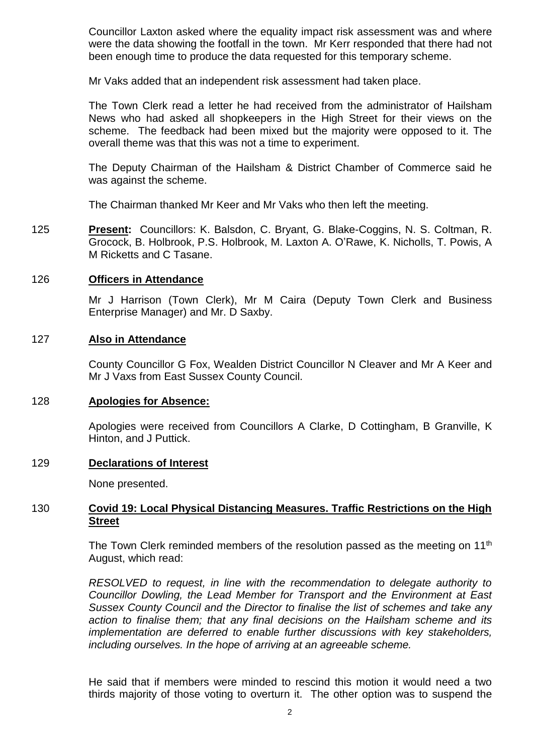Councillor Laxton asked where the equality impact risk assessment was and where were the data showing the footfall in the town. Mr Kerr responded that there had not been enough time to produce the data requested for this temporary scheme.

Mr Vaks added that an independent risk assessment had taken place.

The Town Clerk read a letter he had received from the administrator of Hailsham News who had asked all shopkeepers in the High Street for their views on the scheme. The feedback had been mixed but the majority were opposed to it. The overall theme was that this was not a time to experiment.

The Deputy Chairman of the Hailsham & District Chamber of Commerce said he was against the scheme.

The Chairman thanked Mr Keer and Mr Vaks who then left the meeting.

125 **Present:** Councillors: K. Balsdon, C. Bryant, G. Blake-Coggins, N. S. Coltman, R. Grocock, B. Holbrook, P.S. Holbrook, M. Laxton A. O'Rawe, K. Nicholls, T. Powis, A M Ricketts and C Tasane.

## 126 **Officers in Attendance**

Mr J Harrison (Town Clerk), Mr M Caira (Deputy Town Clerk and Business Enterprise Manager) and Mr. D Saxby.

## 127 **Also in Attendance**

County Councillor G Fox, Wealden District Councillor N Cleaver and Mr A Keer and Mr J Vaxs from East Sussex County Council.

## 128 **Apologies for Absence:**

Apologies were received from Councillors A Clarke, D Cottingham, B Granville, K Hinton, and J Puttick.

## 129 **Declarations of Interest**

None presented.

## 130 **Covid 19: Local Physical Distancing Measures. Traffic Restrictions on the High Street**

The Town Clerk reminded members of the resolution passed as the meeting on 11th August, which read:

*RESOLVED to request, in line with the recommendation to delegate authority to Councillor Dowling, the Lead Member for Transport and the Environment at East Sussex County Council and the Director to finalise the list of schemes and take any action to finalise them; that any final decisions on the Hailsham scheme and its implementation are deferred to enable further discussions with key stakeholders, including ourselves. In the hope of arriving at an agreeable scheme.*

He said that if members were minded to rescind this motion it would need a two thirds majority of those voting to overturn it. The other option was to suspend the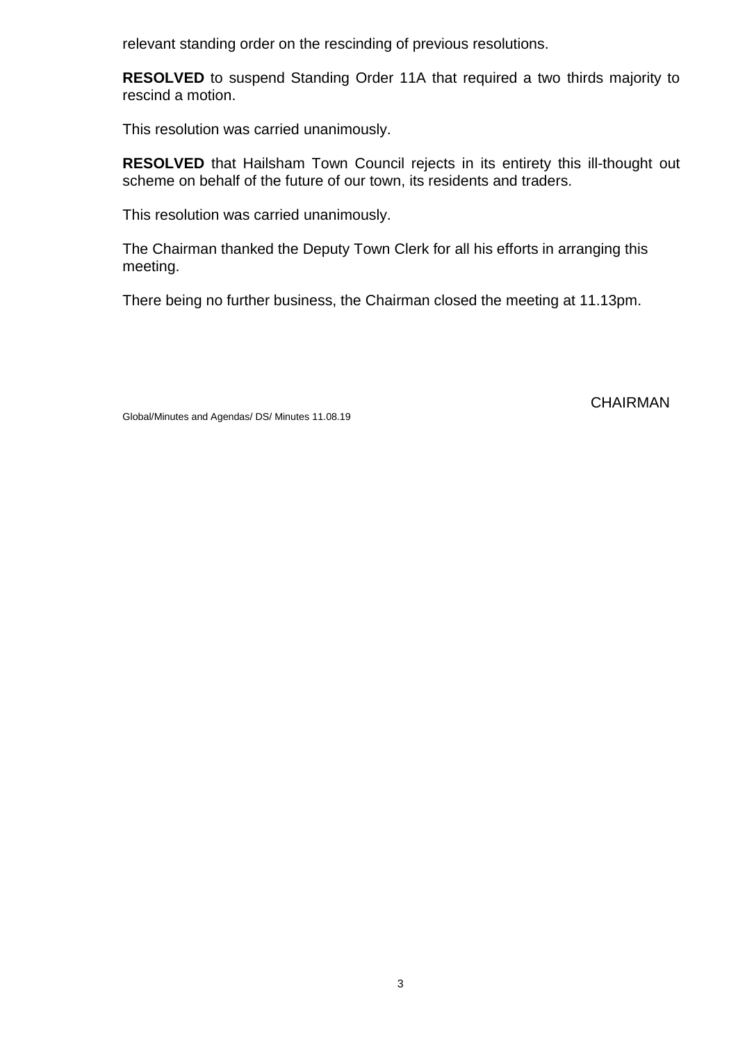relevant standing order on the rescinding of previous resolutions.

**RESOLVED** to suspend Standing Order 11A that required a two thirds majority to rescind a motion.

This resolution was carried unanimously.

**RESOLVED** that Hailsham Town Council rejects in its entirety this ill-thought out scheme on behalf of the future of our town, its residents and traders.

This resolution was carried unanimously.

The Chairman thanked the Deputy Town Clerk for all his efforts in arranging this meeting.

There being no further business, the Chairman closed the meeting at 11.13pm.

CHAIRMAN

Global/Minutes and Agendas/ DS/ Minutes 11.08.19